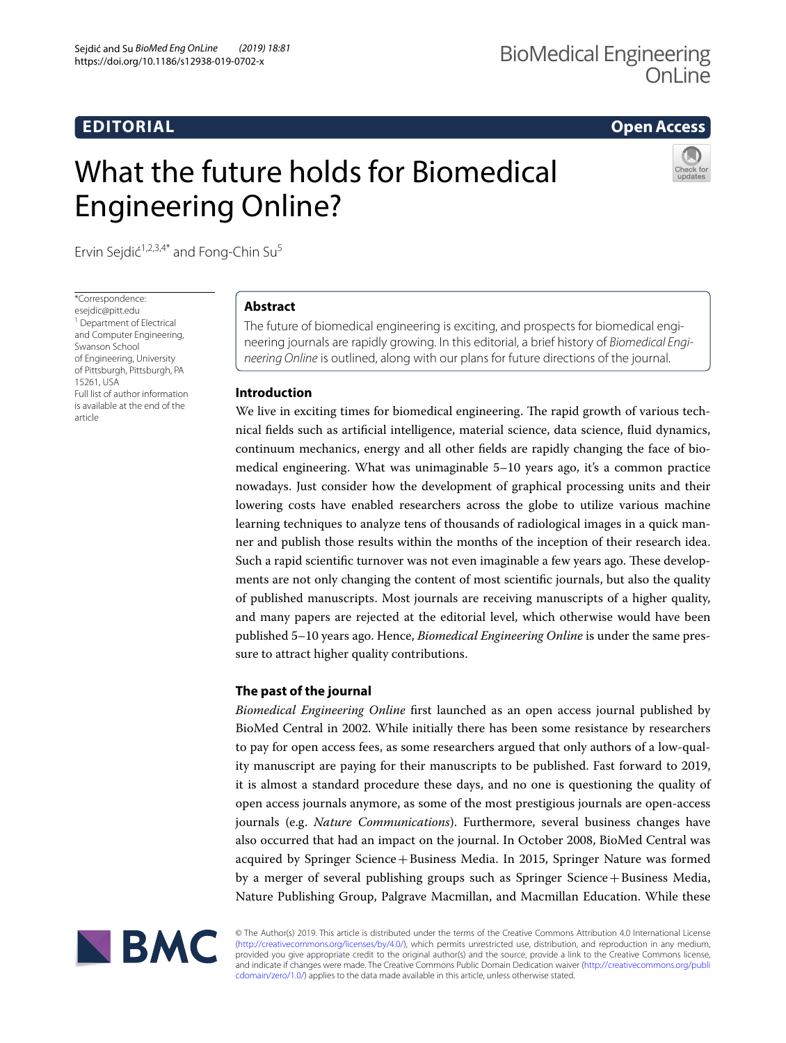EDITORIAL

Open Access

# What the future holds for Biomedical Engineering Online?

Ervin Sejdić[1,2,3,4*] and Fong-Chin Su[5]

*Correspondence: esejdic@pitt.edu
[1] Department of Electrical and Computer Engineering, Swanson School of Engineering, University of Pittsburgh, Pittsburgh, PA 15261, USA
Full list of author information is available at the end of the article

## Abstract

The future of biomedical engineering is exciting, and prospects for biomedical engineering journals are rapidly growing. In this editorial, a brief history of *Biomedical Engineering Online* is outlined, along with our plans for future directions of the journal.

## Introduction

We live in exciting times for biomedical engineering. The rapid growth of various technical fields such as artificial intelligence, material science, data science, fluid dynamics, continuum mechanics, energy and all other fields are rapidly changing the face of biomedical engineering. What was unimaginable 5–10 years ago, it's a common practice nowadays. Just consider how the development of graphical processing units and their lowering costs have enabled researchers across the globe to utilize various machine learning techniques to analyze tens of thousands of radiological images in a quick manner and publish those results within the months of the inception of their research idea. Such a rapid scientific turnover was not even imaginable a few years ago. These developments are not only changing the content of most scientific journals, but also the quality of published manuscripts. Most journals are receiving manuscripts of a higher quality, and many papers are rejected at the editorial level, which otherwise would have been published 5–10 years ago. Hence, *Biomedical Engineering Online* is under the same pressure to attract higher quality contributions.

## The past of the journal

*Biomedical Engineering Online* first launched as an open access journal published by BioMed Central in 2002. While initially there has been some resistance by researchers to pay for open access fees, as some researchers argued that only authors of a low-quality manuscript are paying for their manuscripts to be published. Fast forward to 2019, it is almost a standard procedure these days, and no one is questioning the quality of open access journals anymore, as some of the most prestigious journals are open-access journals (e.g. *Nature Communications*). Furthermore, several business changes have also occurred that had an impact on the journal. In October 2008, BioMed Central was acquired by Springer Science + Business Media. In 2015, Springer Nature was formed by a merger of several publishing groups such as Springer Science + Business Media, Nature Publishing Group, Palgrave Macmillan, and Macmillan Education. While these

© The Author(s) 2019. This article is distributed under the terms of the Creative Commons Attribution 4.0 International License (http://creativecommons.org/licenses/by/4.0/), which permits unrestricted use, distribution, and reproduction in any medium, provided you give appropriate credit to the original author(s) and the source, provide a link to the Creative Commons license, and indicate if changes were made. The Creative Commons Public Domain Dedication waiver (http://creativecommons.org/publicdomain/zero/1.0/) applies to the data made available in this article, unless otherwise stated.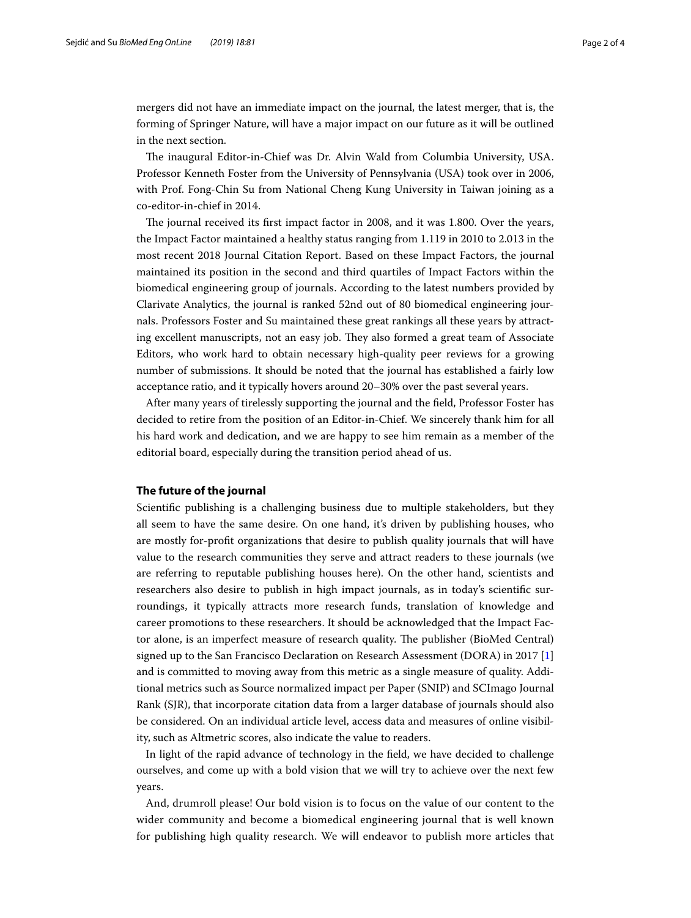mergers did not have an immediate impact on the journal, the latest merger, that is, the forming of Springer Nature, will have a major impact on our future as it will be outlined in the next section.

The inaugural Editor-in-Chief was Dr. Alvin Wald from Columbia University, USA. Professor Kenneth Foster from the University of Pennsylvania (USA) took over in 2006, with Prof. Fong-Chin Su from National Cheng Kung University in Taiwan joining as a co-editor-in-chief in 2014.

The journal received its first impact factor in 2008, and it was 1.800. Over the years, the Impact Factor maintained a healthy status ranging from 1.119 in 2010 to 2.013 in the most recent 2018 Journal Citation Report. Based on these Impact Factors, the journal maintained its position in the second and third quartiles of Impact Factors within the biomedical engineering group of journals. According to the latest numbers provided by Clarivate Analytics, the journal is ranked 52nd out of 80 biomedical engineering journals. Professors Foster and Su maintained these great rankings all these years by attracting excellent manuscripts, not an easy job. They also formed a great team of Associate Editors, who work hard to obtain necessary high-quality peer reviews for a growing number of submissions. It should be noted that the journal has established a fairly low acceptance ratio, and it typically hovers around 20–30% over the past several years.

After many years of tirelessly supporting the journal and the field, Professor Foster has decided to retire from the position of an Editor-in-Chief. We sincerely thank him for all his hard work and dedication, and we are happy to see him remain as a member of the editorial board, especially during the transition period ahead of us.

## The future of the journal

Scientific publishing is a challenging business due to multiple stakeholders, but they all seem to have the same desire. On one hand, it's driven by publishing houses, who are mostly for-profit organizations that desire to publish quality journals that will have value to the research communities they serve and attract readers to these journals (we are referring to reputable publishing houses here). On the other hand, scientists and researchers also desire to publish in high impact journals, as in today's scientific surroundings, it typically attracts more research funds, translation of knowledge and career promotions to these researchers. It should be acknowledged that the Impact Factor alone, is an imperfect measure of research quality. The publisher (BioMed Central) signed up to the San Francisco Declaration on Research Assessment (DORA) in 2017 [1] and is committed to moving away from this metric as a single measure of quality. Additional metrics such as Source normalized impact per Paper (SNIP) and SCImago Journal Rank (SJR), that incorporate citation data from a larger database of journals should also be considered. On an individual article level, access data and measures of online visibility, such as Altmetric scores, also indicate the value to readers.

In light of the rapid advance of technology in the field, we have decided to challenge ourselves, and come up with a bold vision that we will try to achieve over the next few years.

And, drumroll please! Our bold vision is to focus on the value of our content to the wider community and become a biomedical engineering journal that is well known for publishing high quality research. We will endeavor to publish more articles that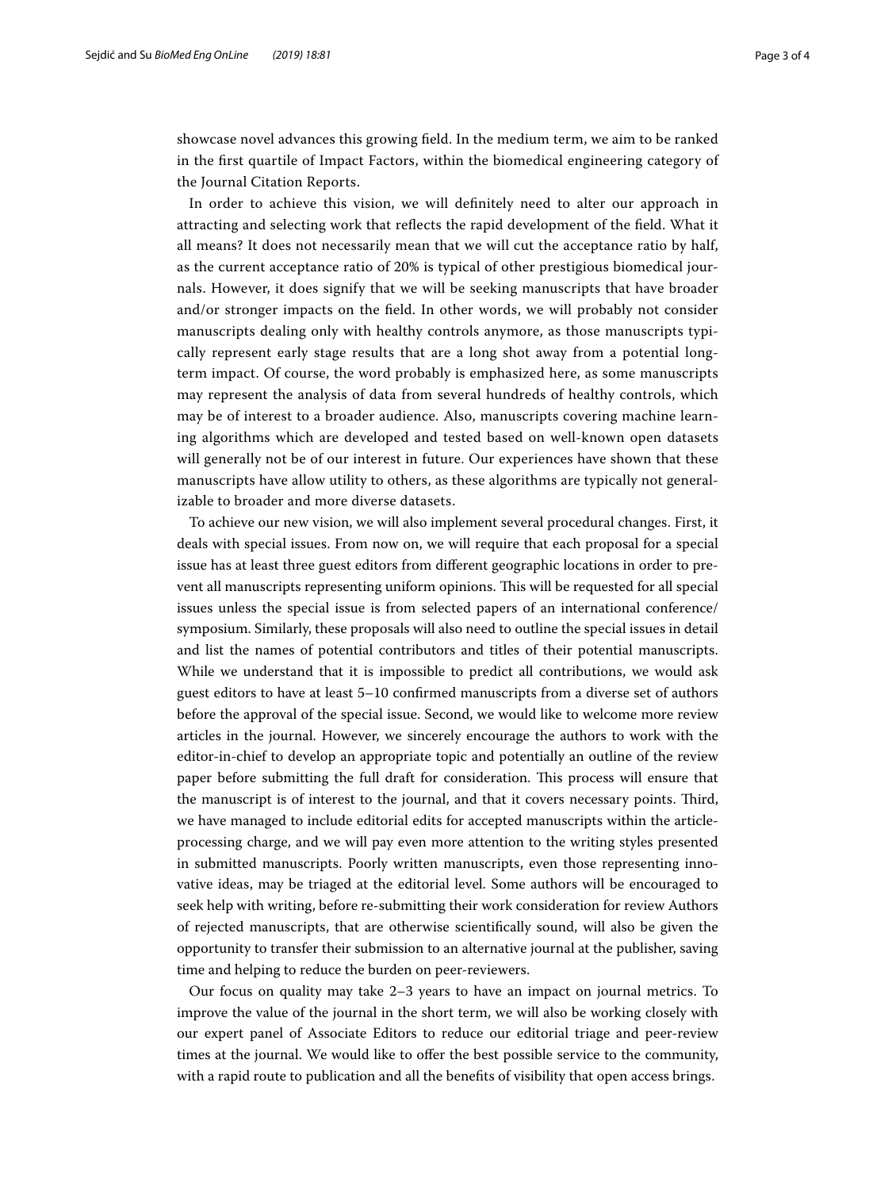showcase novel advances this growing field. In the medium term, we aim to be ranked in the first quartile of Impact Factors, within the biomedical engineering category of the Journal Citation Reports.

In order to achieve this vision, we will definitely need to alter our approach in attracting and selecting work that reflects the rapid development of the field. What it all means? It does not necessarily mean that we will cut the acceptance ratio by half, as the current acceptance ratio of 20% is typical of other prestigious biomedical journals. However, it does signify that we will be seeking manuscripts that have broader and/or stronger impacts on the field. In other words, we will probably not consider manuscripts dealing only with healthy controls anymore, as those manuscripts typically represent early stage results that are a long shot away from a potential long-term impact. Of course, the word probably is emphasized here, as some manuscripts may represent the analysis of data from several hundreds of healthy controls, which may be of interest to a broader audience. Also, manuscripts covering machine learning algorithms which are developed and tested based on well-known open datasets will generally not be of our interest in future. Our experiences have shown that these manuscripts have allow utility to others, as these algorithms are typically not generalizable to broader and more diverse datasets.

To achieve our new vision, we will also implement several procedural changes. First, it deals with special issues. From now on, we will require that each proposal for a special issue has at least three guest editors from different geographic locations in order to prevent all manuscripts representing uniform opinions. This will be requested for all special issues unless the special issue is from selected papers of an international conference/symposium. Similarly, these proposals will also need to outline the special issues in detail and list the names of potential contributors and titles of their potential manuscripts. While we understand that it is impossible to predict all contributions, we would ask guest editors to have at least 5–10 confirmed manuscripts from a diverse set of authors before the approval of the special issue. Second, we would like to welcome more review articles in the journal. However, we sincerely encourage the authors to work with the editor-in-chief to develop an appropriate topic and potentially an outline of the review paper before submitting the full draft for consideration. This process will ensure that the manuscript is of interest to the journal, and that it covers necessary points. Third, we have managed to include editorial edits for accepted manuscripts within the article-processing charge, and we will pay even more attention to the writing styles presented in submitted manuscripts. Poorly written manuscripts, even those representing innovative ideas, may be triaged at the editorial level. Some authors will be encouraged to seek help with writing, before re-submitting their work consideration for review Authors of rejected manuscripts, that are otherwise scientifically sound, will also be given the opportunity to transfer their submission to an alternative journal at the publisher, saving time and helping to reduce the burden on peer-reviewers.

Our focus on quality may take 2–3 years to have an impact on journal metrics. To improve the value of the journal in the short term, we will also be working closely with our expert panel of Associate Editors to reduce our editorial triage and peer-review times at the journal. We would like to offer the best possible service to the community, with a rapid route to publication and all the benefits of visibility that open access brings.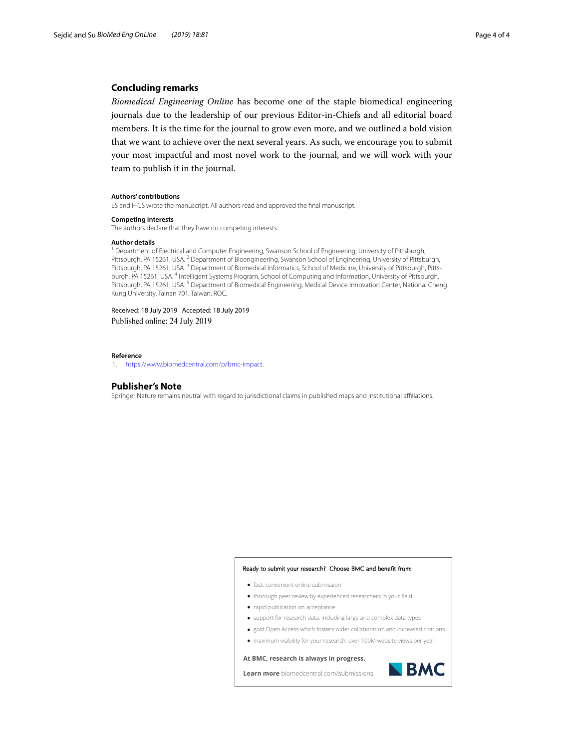## Concluding remarks

*Biomedical Engineering Online* has become one of the staple biomedical engineering journals due to the leadership of our previous Editor-in-Chiefs and all editorial board members. It is the time for the journal to grow even more, and we outlined a bold vision that we want to achieve over the next several years. As such, we encourage you to submit your most impactful and most novel work to the journal, and we will work with your team to publish it in the journal.

### Authors' contributions

ES and F-CS wrote the manuscript. All authors read and approved the final manuscript.

### Competing interests

The authors declare that they have no competing interests.

### Author details

[1] Department of Electrical and Computer Engineering, Swanson School of Engineering, University of Pittsburgh, Pittsburgh, PA 15261, USA. [2] Department of Bioengineering, Swanson School of Engineering, University of Pittsburgh, Pittsburgh, PA 15261, USA. [3] Department of Biomedical Informatics, School of Medicine, University of Pittsburgh, Pittsburgh, PA 15261, USA. [4] Intelligent Systems Program, School of Computing and Information, University of Pittsburgh, Pittsburgh, PA 15261, USA. [5] Department of Biomedical Engineering, Medical Device Innovation Center, National Cheng Kung University, Tainan 701, Taiwan, ROC.

Received: 18 July 2019 Accepted: 18 July 2019
Published online: 24 July 2019

### Reference

1. https://www.biomedcentral.com/p/bmc-impact.

## Publisher's Note

Springer Nature remains neutral with regard to jurisdictional claims in published maps and institutional affiliations.

Ready to submit your research? Choose BMC and benefit from:

- fast, convenient online submission
- thorough peer review by experienced researchers in your field
- rapid publication on acceptance
- support for research data, including large and complex data types
- gold Open Access which fosters wider collaboration and increased citations
- maximum visibility for your research: over 100M website views per year

**At BMC, research is always in progress.**

**Learn more** biomedcentral.com/submissions

BMC